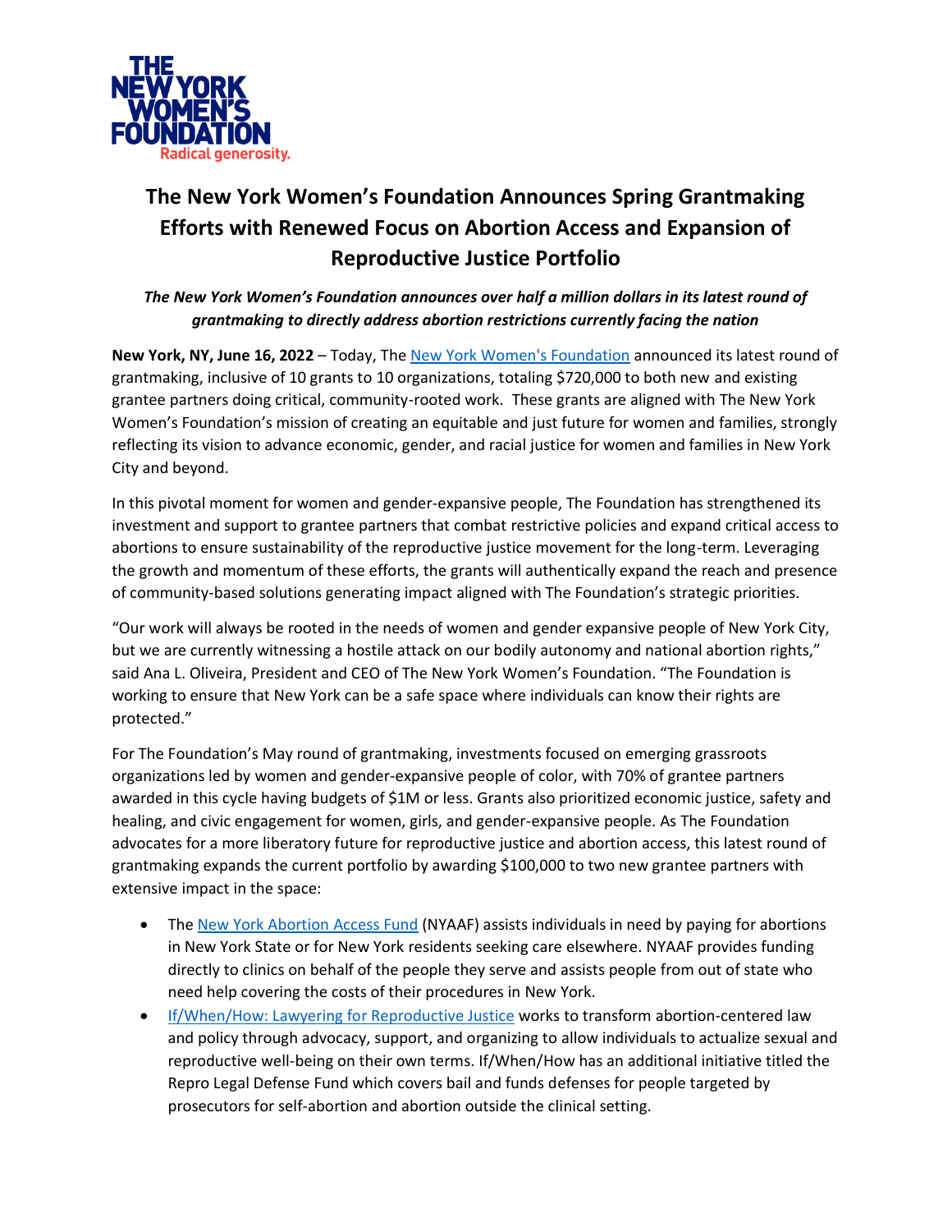THE NEW YORK WOMEN'S FOUNDATION
Radical generosity.

# The New York Women's Foundation Announces Spring Grantmaking Efforts with Renewed Focus on Abortion Access and Expansion of Reproductive Justice Portfolio

***The New York Women's Foundation announces over half a million dollars in its latest round of grantmaking to directly address abortion restrictions currently facing the nation***

**New York, NY, June 16, 2022** – Today, The [New York Women's Foundation](https://www.nywf.org) announced its latest round of grantmaking, inclusive of 10 grants to 10 organizations, totaling $720,000 to both new and existing grantee partners doing critical, community-rooted work. These grants are aligned with The New York Women's Foundation's mission of creating an equitable and just future for women and families, strongly reflecting its vision to advance economic, gender, and racial justice for women and families in New York City and beyond.

In this pivotal moment for women and gender-expansive people, The Foundation has strengthened its investment and support to grantee partners that combat restrictive policies and expand critical access to abortions to ensure sustainability of the reproductive justice movement for the long-term. Leveraging the growth and momentum of these efforts, the grants will authentically expand the reach and presence of community-based solutions generating impact aligned with The Foundation's strategic priorities.

"Our work will always be rooted in the needs of women and gender expansive people of New York City, but we are currently witnessing a hostile attack on our bodily autonomy and national abortion rights," said Ana L. Oliveira, President and CEO of The New York Women's Foundation. "The Foundation is working to ensure that New York can be a safe space where individuals can know their rights are protected."

For The Foundation's May round of grantmaking, investments focused on emerging grassroots organizations led by women and gender-expansive people of color, with 70% of grantee partners awarded in this cycle having budgets of $1M or less. Grants also prioritized economic justice, safety and healing, and civic engagement for women, girls, and gender-expansive people. As The Foundation advocates for a more liberatory future for reproductive justice and abortion access, this latest round of grantmaking expands the current portfolio by awarding $100,000 to two new grantee partners with extensive impact in the space:

- The [New York Abortion Access Fund](https://www.nyaaf.org) (NYAAF) assists individuals in need by paying for abortions in New York State or for New York residents seeking care elsewhere. NYAAF provides funding directly to clinics on behalf of the people they serve and assists people from out of state who need help covering the costs of their procedures in New York.
- [If/When/How: Lawyering for Reproductive Justice](https://www.ifwhenhow.org) works to transform abortion-centered law and policy through advocacy, support, and organizing to allow individuals to actualize sexual and reproductive well-being on their own terms. If/When/How has an additional initiative titled the Repro Legal Defense Fund which covers bail and funds defenses for people targeted by prosecutors for self-abortion and abortion outside the clinical setting.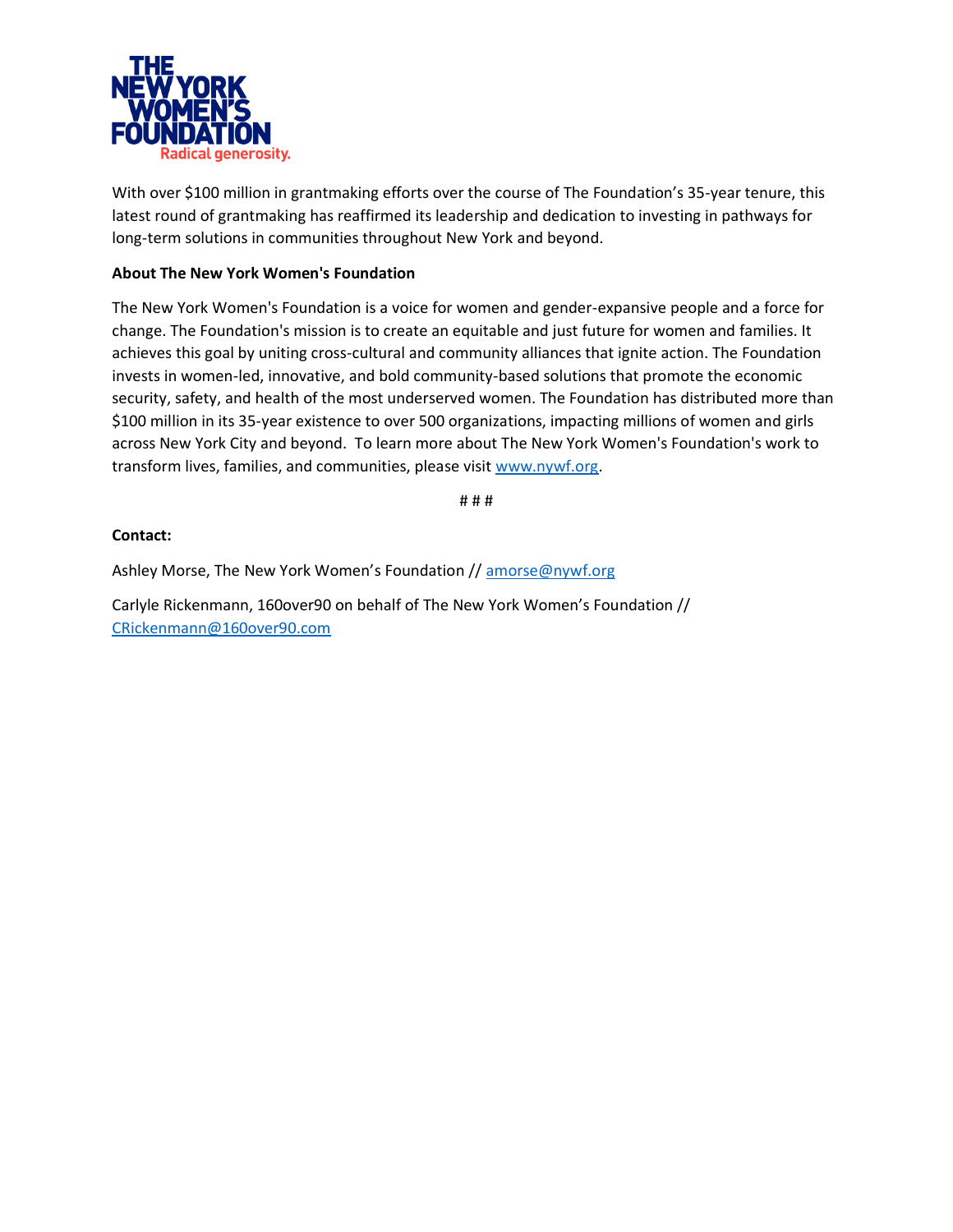With over $100 million in grantmaking efforts over the course of The Foundation's 35-year tenure, this latest round of grantmaking has reaffirmed its leadership and dedication to investing in pathways for long-term solutions in communities throughout New York and beyond.

**About The New York Women's Foundation**

The New York Women's Foundation is a voice for women and gender-expansive people and a force for change. The Foundation's mission is to create an equitable and just future for women and families. It achieves this goal by uniting cross-cultural and community alliances that ignite action. The Foundation invests in women-led, innovative, and bold community-based solutions that promote the economic security, safety, and health of the most underserved women. The Foundation has distributed more than $100 million in its 35-year existence to over 500 organizations, impacting millions of women and girls across New York City and beyond. To learn more about The New York Women's Foundation's work to transform lives, families, and communities, please visit www.nywf.org.

# # #

**Contact:**

Ashley Morse, The New York Women's Foundation // amorse@nywf.org

Carlyle Rickenmann, 160over90 on behalf of The New York Women's Foundation // CRickenmann@160over90.com